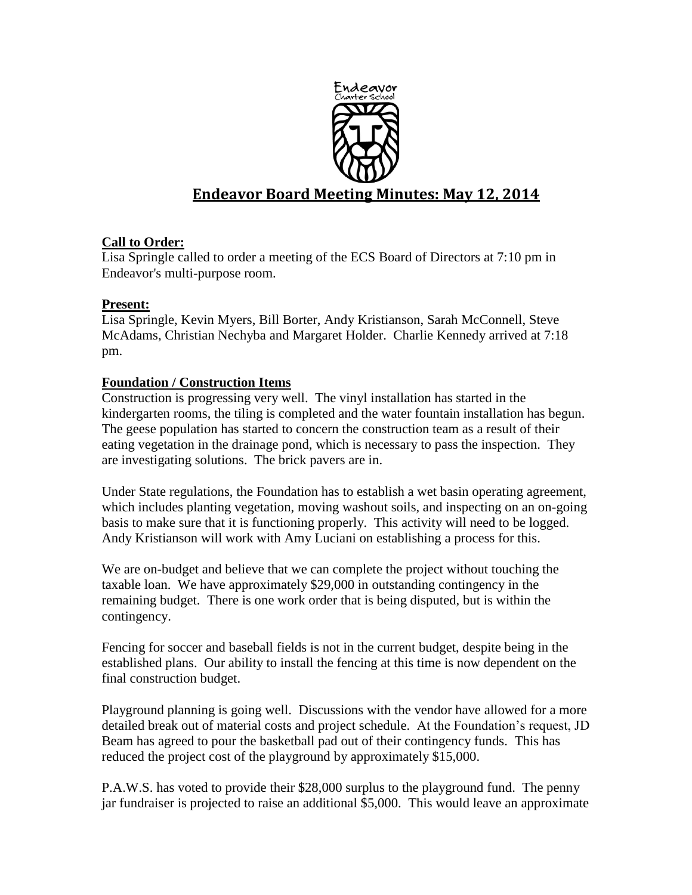# Endeavor Board Meeting Minutes: May 12, 2014

**Call to Order:**

Lisa Springle called to order a meeting of the ECS Board of Directors at 7:10 pm in Endeavor's multi-purpose room.

**Present:**

Lisa Springle, Kevin Myers, Bill Borter, Andy Kristianson, Sarah McConnell, Steve McAdams, Christian Nechyba and Margaret Holder. Charlie Kennedy arrived at 7:18 pm.

**Foundation / Construction Items**

Construction is progressing very well. The vinyl installation has started in the kindergarten rooms, the tiling is completed and the water fountain installation has begun. The geese population has started to concern the construction team as a result of their eating vegetation in the drainage pond, which is necessary to pass the inspection. They are investigating solutions. The brick pavers are in.

Under State regulations, the Foundation has to establish a wet basin operating agreement, which includes planting vegetation, moving washout soils, and inspecting on an on-going basis to make sure that it is functioning properly. This activity will need to be logged. Andy Kristianson will work with Amy Luciani on establishing a process for this.

We are on-budget and believe that we can complete the project without touching the taxable loan. We have approximately $29,000 in outstanding contingency in the remaining budget. There is one work order that is being disputed, but is within the contingency.

Fencing for soccer and baseball fields is not in the current budget, despite being in the established plans. Our ability to install the fencing at this time is now dependent on the final construction budget.

Playground planning is going well. Discussions with the vendor have allowed for a more detailed break out of material costs and project schedule. At the Foundation's request, JD Beam has agreed to pour the basketball pad out of their contingency funds. This has reduced the project cost of the playground by approximately $15,000.

P.A.W.S. has voted to provide their $28,000 surplus to the playground fund. The penny jar fundraiser is projected to raise an additional $5,000. This would leave an approximate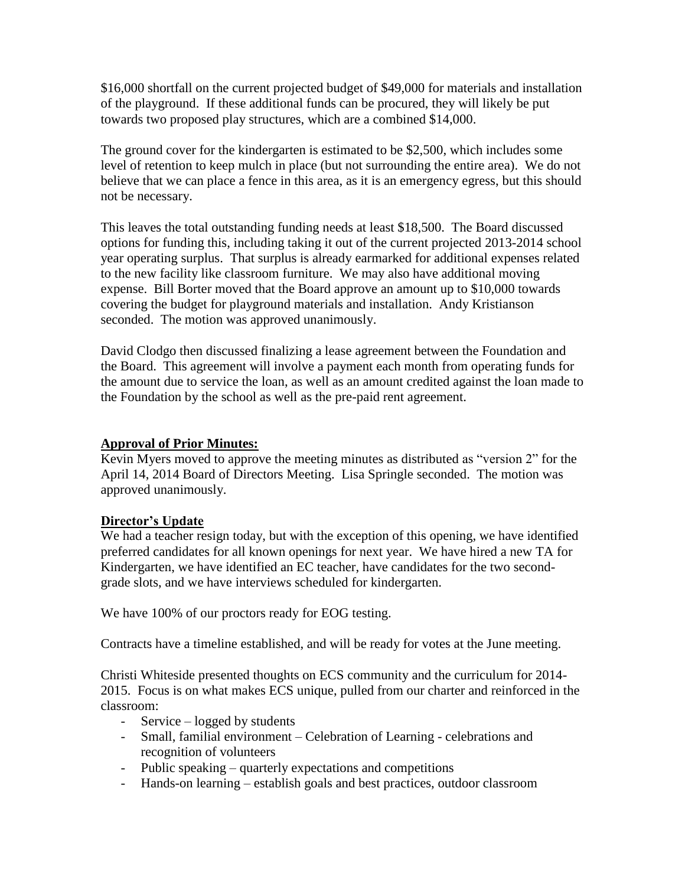$16,000 shortfall on the current projected budget of $49,000 for materials and installation of the playground. If these additional funds can be procured, they will likely be put towards two proposed play structures, which are a combined $14,000.

The ground cover for the kindergarten is estimated to be $2,500, which includes some level of retention to keep mulch in place (but not surrounding the entire area). We do not believe that we can place a fence in this area, as it is an emergency egress, but this should not be necessary.

This leaves the total outstanding funding needs at least $18,500. The Board discussed options for funding this, including taking it out of the current projected 2013-2014 school year operating surplus. That surplus is already earmarked for additional expenses related to the new facility like classroom furniture. We may also have additional moving expense. Bill Borter moved that the Board approve an amount up to $10,000 towards covering the budget for playground materials and installation. Andy Kristianson seconded. The motion was approved unanimously.

David Clodgo then discussed finalizing a lease agreement between the Foundation and the Board. This agreement will involve a payment each month from operating funds for the amount due to service the loan, as well as an amount credited against the loan made to the Foundation by the school as well as the pre-paid rent agreement.

**Approval of Prior Minutes:**

Kevin Myers moved to approve the meeting minutes as distributed as "version 2" for the April 14, 2014 Board of Directors Meeting. Lisa Springle seconded. The motion was approved unanimously.

**Director's Update**

We had a teacher resign today, but with the exception of this opening, we have identified preferred candidates for all known openings for next year. We have hired a new TA for Kindergarten, we have identified an EC teacher, have candidates for the two second-grade slots, and we have interviews scheduled for kindergarten.

We have 100% of our proctors ready for EOG testing.

Contracts have a timeline established, and will be ready for votes at the June meeting.

Christi Whiteside presented thoughts on ECS community and the curriculum for 2014-2015. Focus is on what makes ECS unique, pulled from our charter and reinforced in the classroom:

- Service – logged by students
- Small, familial environment – Celebration of Learning - celebrations and recognition of volunteers
- Public speaking – quarterly expectations and competitions
- Hands-on learning – establish goals and best practices, outdoor classroom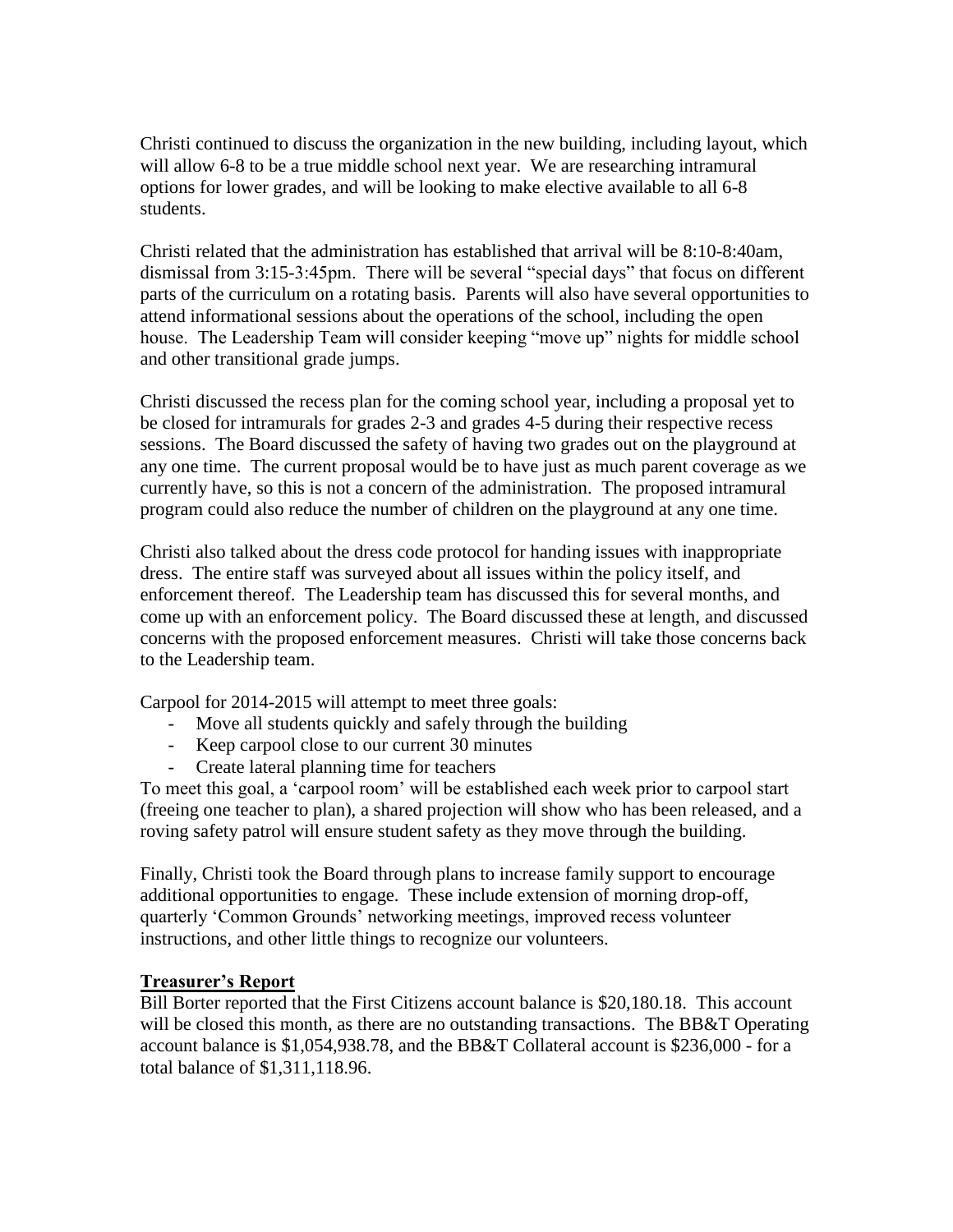Christi continued to discuss the organization in the new building, including layout, which will allow 6-8 to be a true middle school next year. We are researching intramural options for lower grades, and will be looking to make elective available to all 6-8 students.

Christi related that the administration has established that arrival will be 8:10-8:40am, dismissal from 3:15-3:45pm. There will be several "special days" that focus on different parts of the curriculum on a rotating basis. Parents will also have several opportunities to attend informational sessions about the operations of the school, including the open house. The Leadership Team will consider keeping "move up" nights for middle school and other transitional grade jumps.

Christi discussed the recess plan for the coming school year, including a proposal yet to be closed for intramurals for grades 2-3 and grades 4-5 during their respective recess sessions. The Board discussed the safety of having two grades out on the playground at any one time. The current proposal would be to have just as much parent coverage as we currently have, so this is not a concern of the administration. The proposed intramural program could also reduce the number of children on the playground at any one time.

Christi also talked about the dress code protocol for handing issues with inappropriate dress. The entire staff was surveyed about all issues within the policy itself, and enforcement thereof. The Leadership team has discussed this for several months, and come up with an enforcement policy. The Board discussed these at length, and discussed concerns with the proposed enforcement measures. Christi will take those concerns back to the Leadership team.

Carpool for 2014-2015 will attempt to meet three goals:

- Move all students quickly and safely through the building
- Keep carpool close to our current 30 minutes
- Create lateral planning time for teachers

To meet this goal, a 'carpool room' will be established each week prior to carpool start (freeing one teacher to plan), a shared projection will show who has been released, and a roving safety patrol will ensure student safety as they move through the building.

Finally, Christi took the Board through plans to increase family support to encourage additional opportunities to engage. These include extension of morning drop-off, quarterly 'Common Grounds' networking meetings, improved recess volunteer instructions, and other little things to recognize our volunteers.

**Treasurer's Report**

Bill Borter reported that the First Citizens account balance is $20,180.18. This account will be closed this month, as there are no outstanding transactions. The BB&T Operating account balance is $1,054,938.78, and the BB&T Collateral account is $236,000 - for a total balance of $1,311,118.96.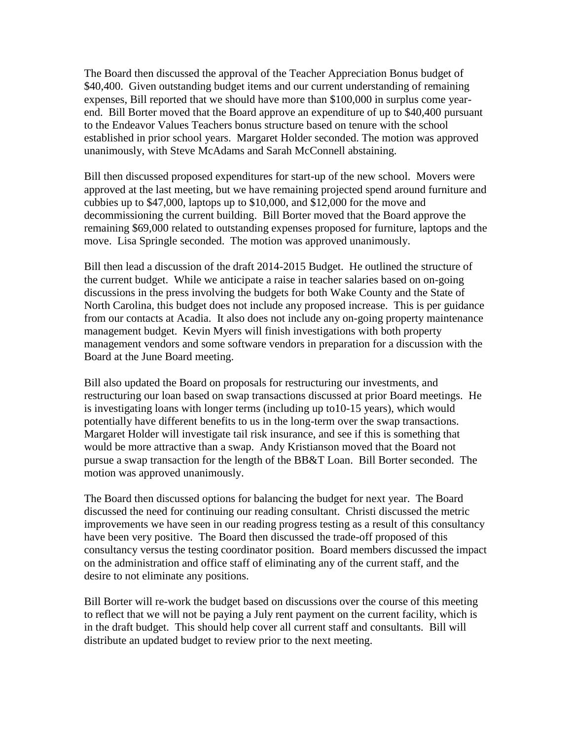The Board then discussed the approval of the Teacher Appreciation Bonus budget of $40,400. Given outstanding budget items and our current understanding of remaining expenses, Bill reported that we should have more than $100,000 in surplus come year-end. Bill Borter moved that the Board approve an expenditure of up to $40,400 pursuant to the Endeavor Values Teachers bonus structure based on tenure with the school established in prior school years. Margaret Holder seconded. The motion was approved unanimously, with Steve McAdams and Sarah McConnell abstaining.

Bill then discussed proposed expenditures for start-up of the new school. Movers were approved at the last meeting, but we have remaining projected spend around furniture and cubbies up to $47,000, laptops up to $10,000, and $12,000 for the move and decommissioning the current building. Bill Borter moved that the Board approve the remaining $69,000 related to outstanding expenses proposed for furniture, laptops and the move. Lisa Springle seconded. The motion was approved unanimously.

Bill then lead a discussion of the draft 2014-2015 Budget. He outlined the structure of the current budget. While we anticipate a raise in teacher salaries based on on-going discussions in the press involving the budgets for both Wake County and the State of North Carolina, this budget does not include any proposed increase. This is per guidance from our contacts at Acadia. It also does not include any on-going property maintenance management budget. Kevin Myers will finish investigations with both property management vendors and some software vendors in preparation for a discussion with the Board at the June Board meeting.

Bill also updated the Board on proposals for restructuring our investments, and restructuring our loan based on swap transactions discussed at prior Board meetings. He is investigating loans with longer terms (including up to10-15 years), which would potentially have different benefits to us in the long-term over the swap transactions. Margaret Holder will investigate tail risk insurance, and see if this is something that would be more attractive than a swap. Andy Kristianson moved that the Board not pursue a swap transaction for the length of the BB&T Loan. Bill Borter seconded. The motion was approved unanimously.

The Board then discussed options for balancing the budget for next year. The Board discussed the need for continuing our reading consultant. Christi discussed the metric improvements we have seen in our reading progress testing as a result of this consultancy have been very positive. The Board then discussed the trade-off proposed of this consultancy versus the testing coordinator position. Board members discussed the impact on the administration and office staff of eliminating any of the current staff, and the desire to not eliminate any positions.

Bill Borter will re-work the budget based on discussions over the course of this meeting to reflect that we will not be paying a July rent payment on the current facility, which is in the draft budget. This should help cover all current staff and consultants. Bill will distribute an updated budget to review prior to the next meeting.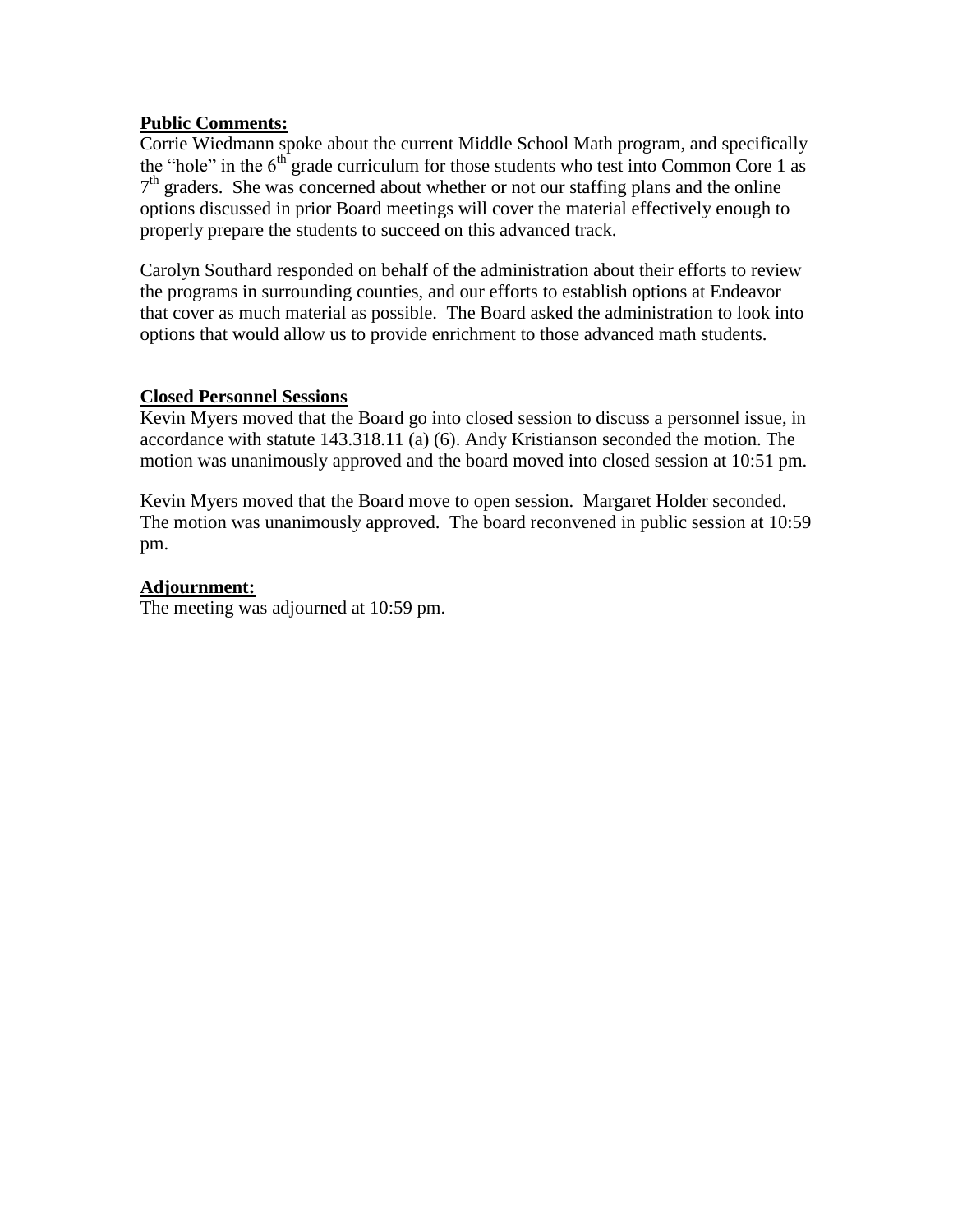**Public Comments:**

Corrie Wiedmann spoke about the current Middle School Math program, and specifically the "hole" in the 6th grade curriculum for those students who test into Common Core 1 as 7th graders. She was concerned about whether or not our staffing plans and the online options discussed in prior Board meetings will cover the material effectively enough to properly prepare the students to succeed on this advanced track.

Carolyn Southard responded on behalf of the administration about their efforts to review the programs in surrounding counties, and our efforts to establish options at Endeavor that cover as much material as possible. The Board asked the administration to look into options that would allow us to provide enrichment to those advanced math students.

**Closed Personnel Sessions**

Kevin Myers moved that the Board go into closed session to discuss a personnel issue, in accordance with statute 143.318.11 (a) (6). Andy Kristianson seconded the motion. The motion was unanimously approved and the board moved into closed session at 10:51 pm.

Kevin Myers moved that the Board move to open session. Margaret Holder seconded. The motion was unanimously approved. The board reconvened in public session at 10:59 pm.

**Adjournment:**

The meeting was adjourned at 10:59 pm.